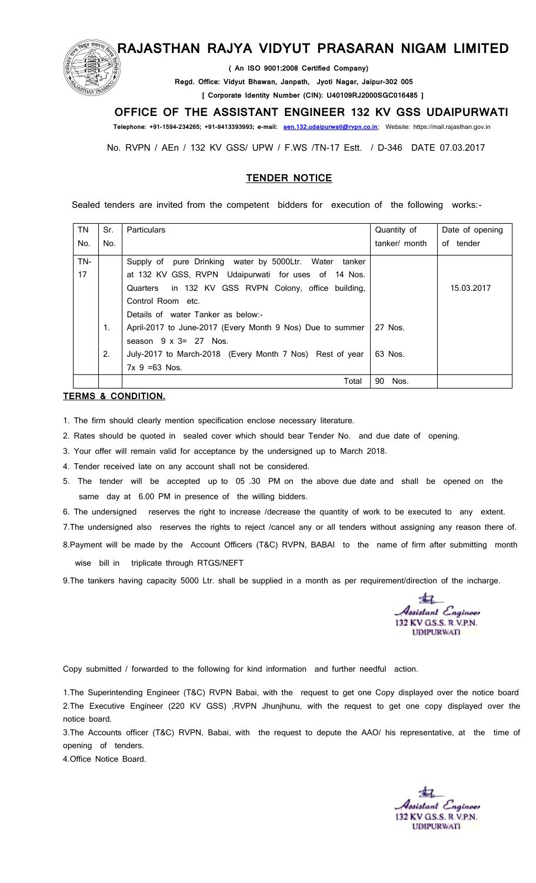# RAJASTHAN RAJYA VIDYUT PRASARAN NIGAM LIMITED

**( An ISO 9001:2008 Certified Company)**

**Regd. Office: Vidyut Bhawan, Janpath, Jyoti Nagar, Jaipur-302 005**

**[ Corporate Identity Number (CIN): U40109RJ2000SGC016485 ]**

## OFFICE OF THE ASSISTANT ENGINEER 132 KV GSS UDAIPURWATI

**Telephone: +91-1594-234265; +91-9413393993; e-mail: aen.132.udaipurwati@rvpn.co.in;** Website: https://mail.rajasthan.gov.in

No. RVPN / AEn / 132 KV GSS/ UPW / F.WS /TN-17 Estt. / D-346 DATE 07.03.2017

## TENDER NOTICE

Sealed tenders are invited from the competent bidders for execution of the following works:-

| TN No. | Sr. No. | Particulars | Quantity of tanker/ month | Date of opening of tender |
|---|---|---|---|---|
| TN-17 | | Supply of pure Drinking water by 5000Ltr. Water tanker at 132 KV GSS, RVPN Udaipurwati for uses of 14 Nos. Quarters in 132 KV GSS RVPN Colony, office building, Control Room etc.<br>Details of water Tanker as below:- | | 15.03.2017 |
| | 1. | April-2017 to June-2017 (Every Month 9 Nos) Due to summer season 9 x 3= 27 Nos. | 27 Nos. | |
| | 2. | July-2017 to March-2018 (Every Month 7 Nos) Rest of year 7x 9 =63 Nos. | 63 Nos. | |
| | | Total | 90 Nos. | |

**TERMS & CONDITION.**

1. The firm should clearly mention specification enclose necessary literature.
2. Rates should be quoted in sealed cover which should bear Tender No. and due date of opening.
3. Your offer will remain valid for acceptance by the undersigned up to March 2018.
4. Tender received late on any account shall not be considered.
5. The tender will be accepted up to 05 .30 PM on the above due date and shall be opened on the same day at 6.00 PM in presence of the willing bidders.
6. The undersigned reserves the right to increase /decrease the quantity of work to be executed to any extent.
7. The undersigned also reserves the rights to reject /cancel any or all tenders without assigning any reason there of.
8. Payment will be made by the Account Officers (T&C) RVPN, BABAI to the name of firm after submitting month wise bill in triplicate through RTGS/NEFT
9. The tankers having capacity 5000 Ltr. shall be supplied in a month as per requirement/direction of the incharge.

Assistant Engineer
132 KV G.S.S. R.V.P.N.
UDIPURWATI

Copy submitted / forwarded to the following for kind information and further needful action.

1. The Superintending Engineer (T&C) RVPN Babai, with the request to get one Copy displayed over the notice board
2. The Executive Engineer (220 KV GSS) ,RVPN Jhunjhunu, with the request to get one copy displayed over the notice board.
3. The Accounts officer (T&C) RVPN, Babai, with the request to depute the AAO/ his representative, at the time of opening of tenders.
4. Office Notice Board.

Assistant Engineer
132 KV G.S.S. R.V.P.N.
UDIPURWATI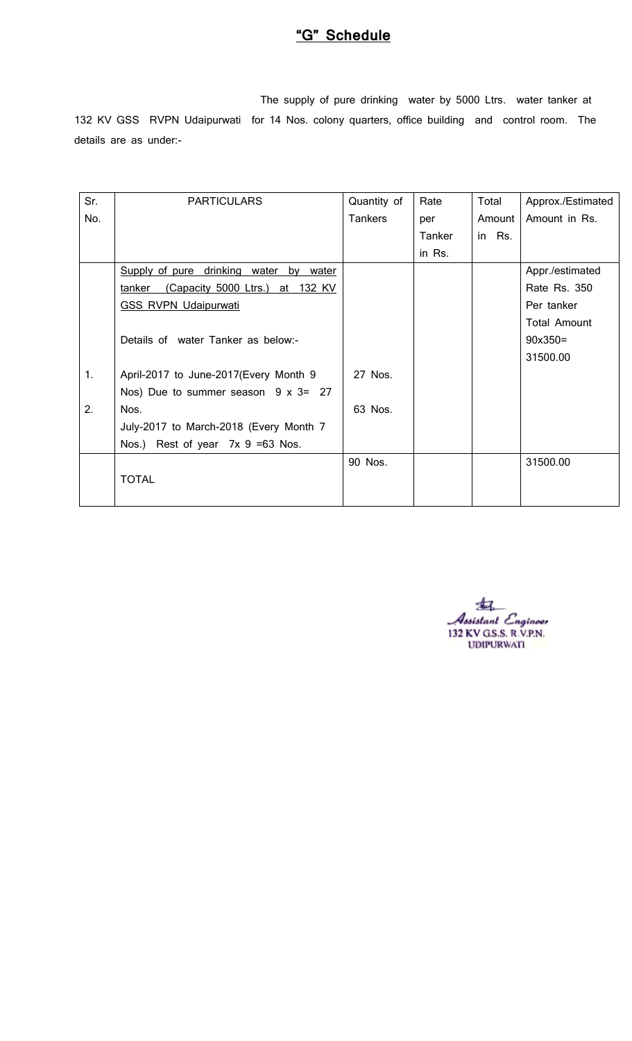# "G" Schedule

The supply of pure drinking water by 5000 Ltrs. water tanker at 132 KV GSS RVPN Udaipurwati for 14 Nos. colony quarters, office building and control room. The details are as under:-

| Sr. No. | PARTICULARS | Quantity of Tankers | Rate per Tanker in Rs. | Total Amount in Rs. | Approx./Estimated Amount in Rs. |
|---|---|---|---|---|---|
| | Supply of pure drinking water by water tanker (Capacity 5000 Ltrs.) at 132 KV GSS RVPN Udaipurwati<br><br>Details of water Tanker as below:- | | | | Appr./estimated Rate Rs. 350 Per tanker Total Amount 90x350= 31500.00 |
| 1. | April-2017 to June-2017(Every Month 9 Nos) Due to summer season 9 x 3= 27 Nos. | 27 Nos. | | | |
| 2. | July-2017 to March-2018 (Every Month 7 Nos.) Rest of year 7x 9 =63 Nos. | 63 Nos. | | | |
| | TOTAL | 90 Nos. | | | 31500.00 |

Assistant Engineer
132 KV G.S.S. R.V.P.N.
UDIPURWATI